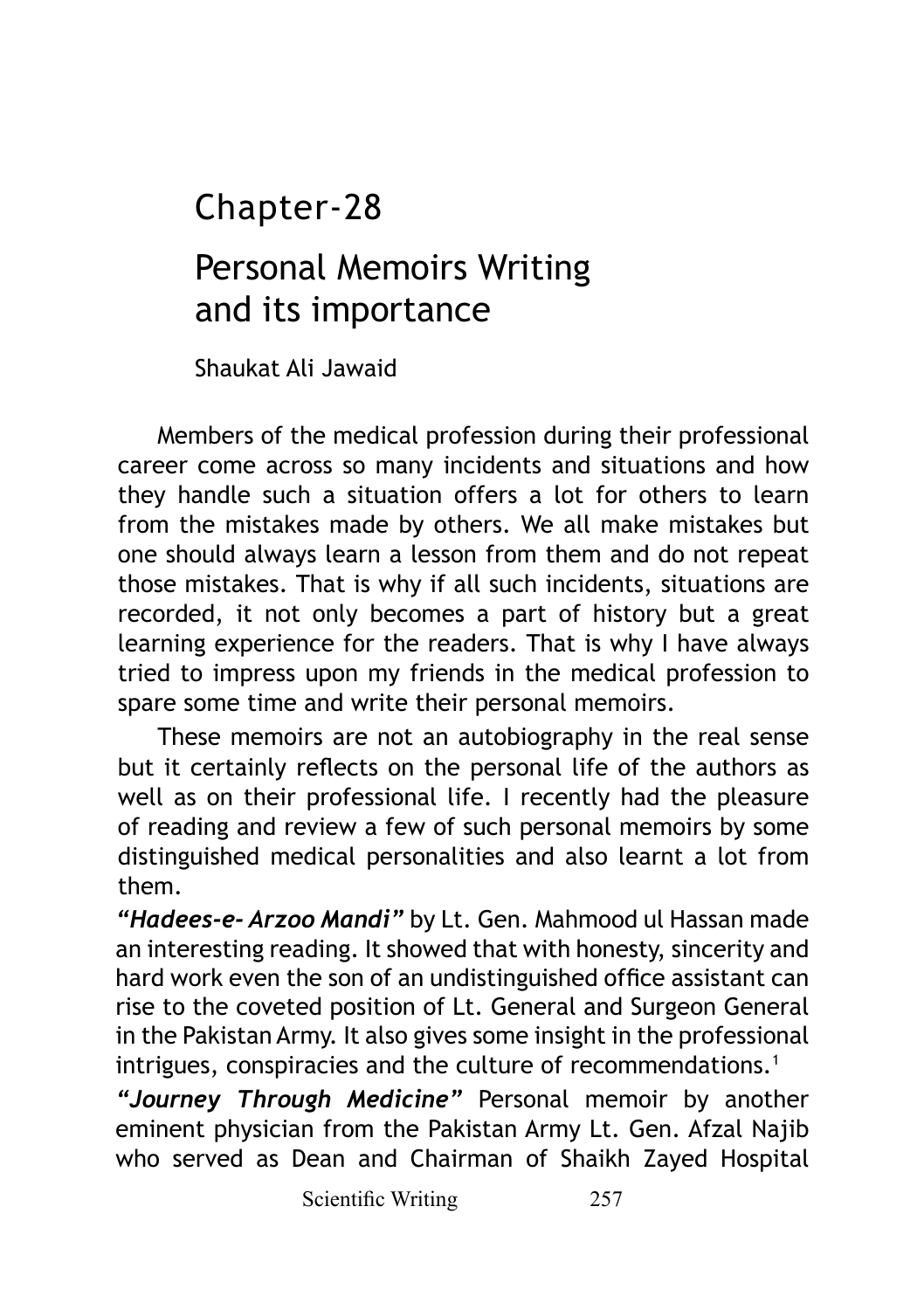# Chapter-28

# Personal Memoirs Writing and its importance

Shaukat Ali Jawaid

Members of the medical profession during their professional career come across so many incidents and situations and how they handle such a situation offers a lot for others to learn from the mistakes made by others. We all make mistakes but one should always learn a lesson from them and do not repeat those mistakes. That is why if all such incidents, situations are recorded, it not only becomes a part of history but a great learning experience for the readers. That is why I have always tried to impress upon my friends in the medical profession to spare some time and write their personal memoirs.

These memoirs are not an autobiography in the real sense but it certainly reflects on the personal life of the authors as well as on their professional life. I recently had the pleasure of reading and review a few of such personal memoirs by some distinguished medical personalities and also learnt a lot from them.

***"Hadees-e- Arzoo Mandi"*** by Lt. Gen. Mahmood ul Hassan made an interesting reading. It showed that with honesty, sincerity and hard work even the son of an undistinguished office assistant can rise to the coveted position of Lt. General and Surgeon General in the Pakistan Army. It also gives some insight in the professional intrigues, conspiracies and the culture of recommendations.[1]

***"Journey Through Medicine"*** Personal memoir by another eminent physician from the Pakistan Army Lt. Gen. Afzal Najib who served as Dean and Chairman of Shaikh Zayed Hospital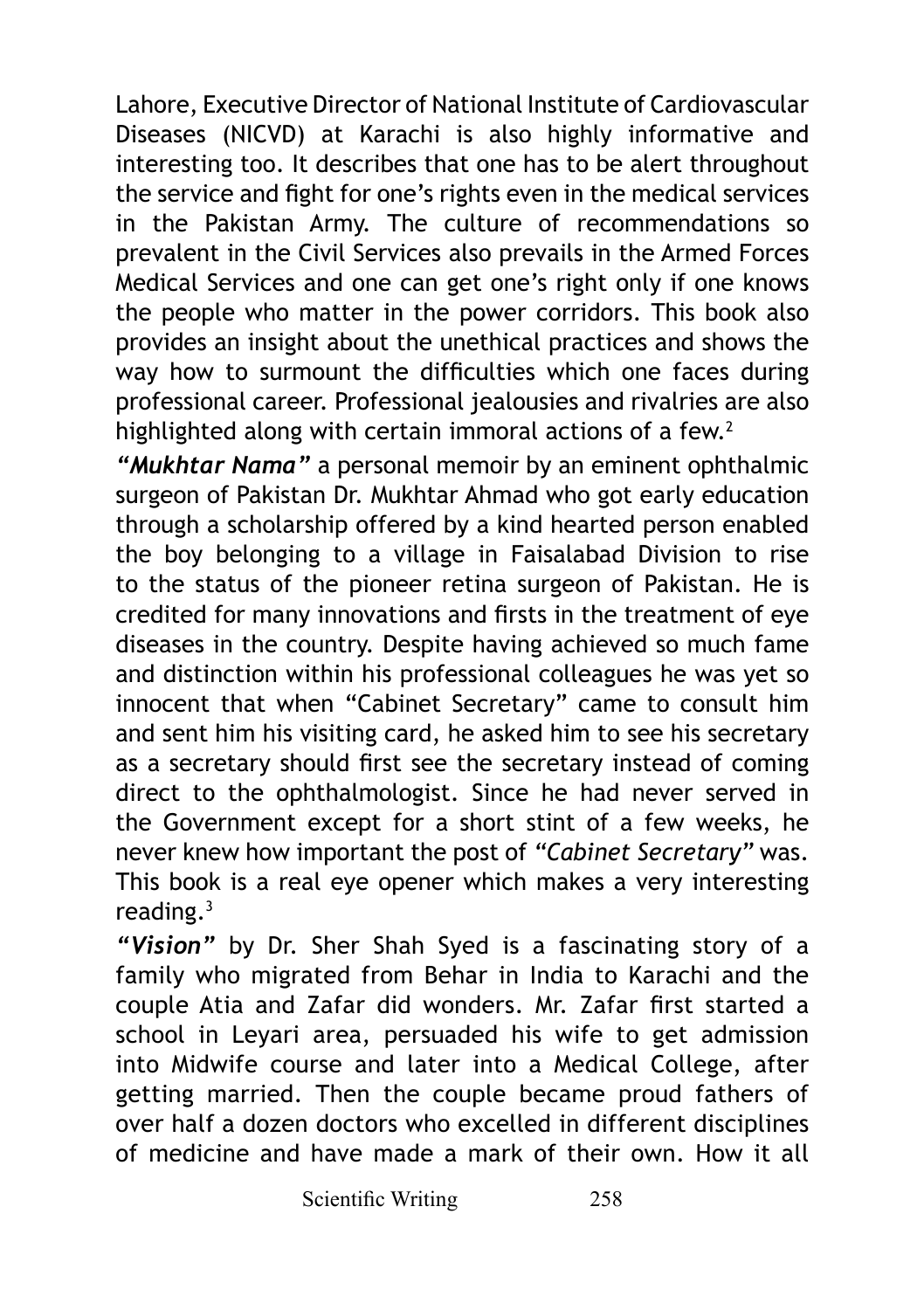Lahore, Executive Director of National Institute of Cardiovascular Diseases (NICVD) at Karachi is also highly informative and interesting too. It describes that one has to be alert throughout the service and fight for one's rights even in the medical services in the Pakistan Army. The culture of recommendations so prevalent in the Civil Services also prevails in the Armed Forces Medical Services and one can get one's right only if one knows the people who matter in the power corridors. This book also provides an insight about the unethical practices and shows the way how to surmount the difficulties which one faces during professional career. Professional jealousies and rivalries are also highlighted along with certain immoral actions of a few.[2]

***"Mukhtar Nama"*** a personal memoir by an eminent ophthalmic surgeon of Pakistan Dr. Mukhtar Ahmad who got early education through a scholarship offered by a kind hearted person enabled the boy belonging to a village in Faisalabad Division to rise to the status of the pioneer retina surgeon of Pakistan. He is credited for many innovations and firsts in the treatment of eye diseases in the country. Despite having achieved so much fame and distinction within his professional colleagues he was yet so innocent that when "Cabinet Secretary" came to consult him and sent him his visiting card, he asked him to see his secretary as a secretary should first see the secretary instead of coming direct to the ophthalmologist. Since he had never served in the Government except for a short stint of a few weeks, he never knew how important the post of *"Cabinet Secretary"* was. This book is a real eye opener which makes a very interesting reading.[3]

***"Vision"*** by Dr. Sher Shah Syed is a fascinating story of a family who migrated from Behar in India to Karachi and the couple Atia and Zafar did wonders. Mr. Zafar first started a school in Leyari area, persuaded his wife to get admission into Midwife course and later into a Medical College, after getting married. Then the couple became proud fathers of over half a dozen doctors who excelled in different disciplines of medicine and have made a mark of their own. How it all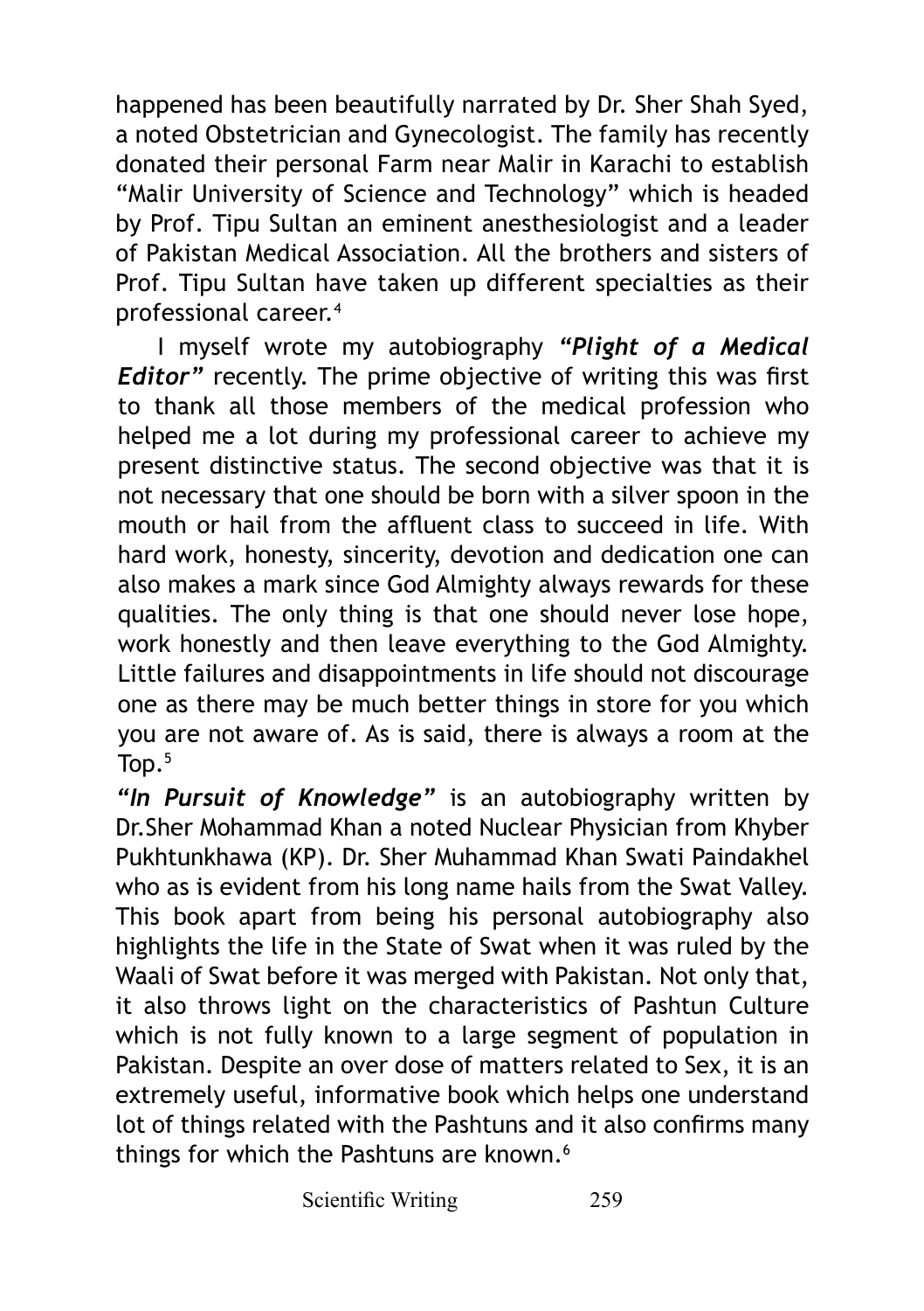happened has been beautifully narrated by Dr. Sher Shah Syed, a noted Obstetrician and Gynecologist. The family has recently donated their personal Farm near Malir in Karachi to establish "Malir University of Science and Technology" which is headed by Prof. Tipu Sultan an eminent anesthesiologist and a leader of Pakistan Medical Association. All the brothers and sisters of Prof. Tipu Sultan have taken up different specialties as their professional career.[4]

I myself wrote my autobiography ***"Plight of a Medical Editor"*** recently. The prime objective of writing this was first to thank all those members of the medical profession who helped me a lot during my professional career to achieve my present distinctive status. The second objective was that it is not necessary that one should be born with a silver spoon in the mouth or hail from the affluent class to succeed in life. With hard work, honesty, sincerity, devotion and dedication one can also makes a mark since God Almighty always rewards for these qualities. The only thing is that one should never lose hope, work honestly and then leave everything to the God Almighty. Little failures and disappointments in life should not discourage one as there may be much better things in store for you which you are not aware of. As is said, there is always a room at the Top.[5]

***"In Pursuit of Knowledge"*** is an autobiography written by Dr.Sher Mohammad Khan a noted Nuclear Physician from Khyber Pukhtunkhawa (KP). Dr. Sher Muhammad Khan Swati Paindakhel who as is evident from his long name hails from the Swat Valley. This book apart from being his personal autobiography also highlights the life in the State of Swat when it was ruled by the Waali of Swat before it was merged with Pakistan. Not only that, it also throws light on the characteristics of Pashtun Culture which is not fully known to a large segment of population in Pakistan. Despite an over dose of matters related to Sex, it is an extremely useful, informative book which helps one understand lot of things related with the Pashtuns and it also confirms many things for which the Pashtuns are known.[6]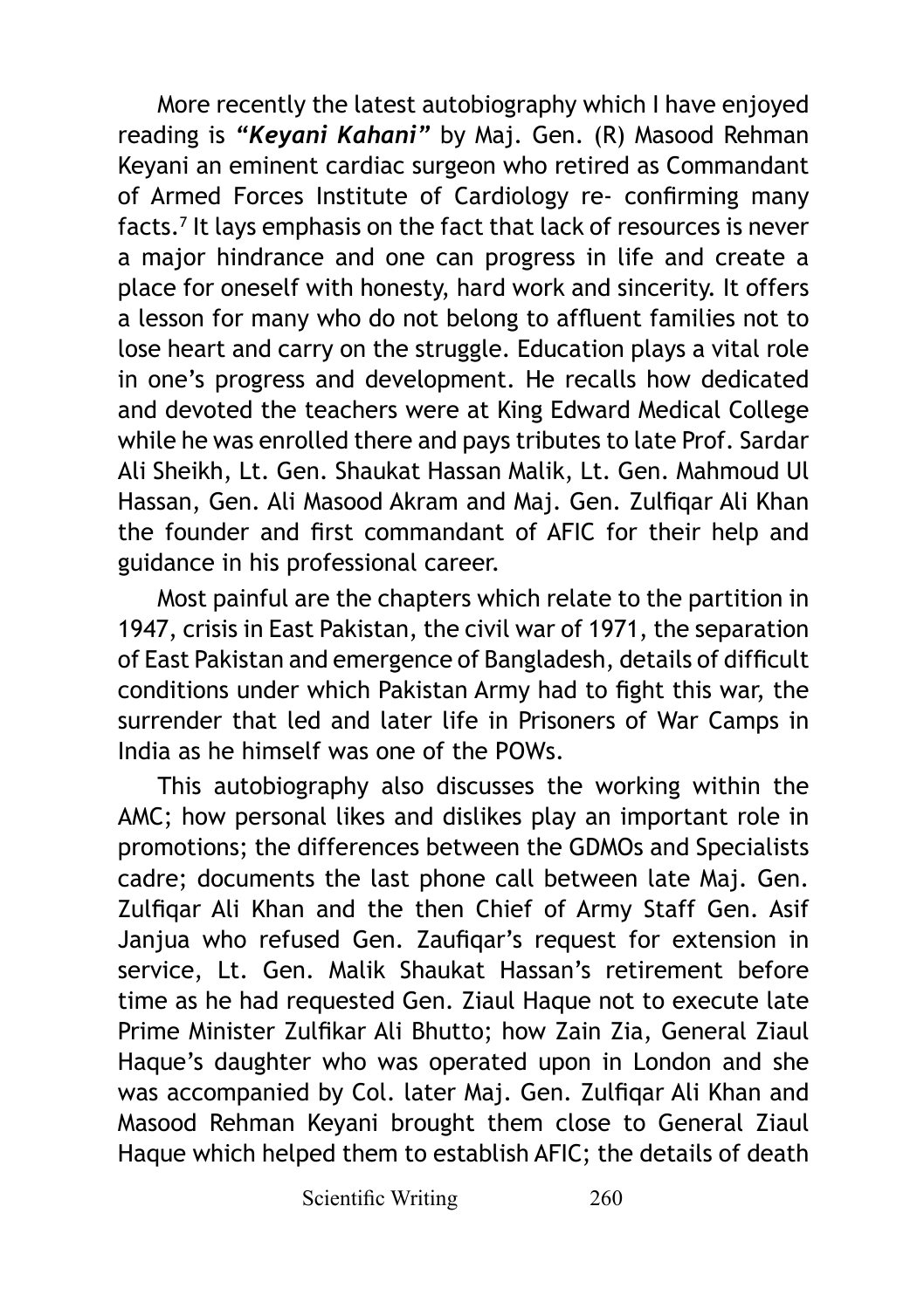More recently the latest autobiography which I have enjoyed reading is ***"Keyani Kahani"*** by Maj. Gen. (R) Masood Rehman Keyani an eminent cardiac surgeon who retired as Commandant of Armed Forces Institute of Cardiology re- confirming many facts.[7] It lays emphasis on the fact that lack of resources is never a major hindrance and one can progress in life and create a place for oneself with honesty, hard work and sincerity. It offers a lesson for many who do not belong to affluent families not to lose heart and carry on the struggle. Education plays a vital role in one's progress and development. He recalls how dedicated and devoted the teachers were at King Edward Medical College while he was enrolled there and pays tributes to late Prof. Sardar Ali Sheikh, Lt. Gen. Shaukat Hassan Malik, Lt. Gen. Mahmoud Ul Hassan, Gen. Ali Masood Akram and Maj. Gen. Zulfiqar Ali Khan the founder and first commandant of AFIC for their help and guidance in his professional career.

Most painful are the chapters which relate to the partition in 1947, crisis in East Pakistan, the civil war of 1971, the separation of East Pakistan and emergence of Bangladesh, details of difficult conditions under which Pakistan Army had to fight this war, the surrender that led and later life in Prisoners of War Camps in India as he himself was one of the POWs.

This autobiography also discusses the working within the AMC; how personal likes and dislikes play an important role in promotions; the differences between the GDMOs and Specialists cadre; documents the last phone call between late Maj. Gen. Zulfiqar Ali Khan and the then Chief of Army Staff Gen. Asif Janjua who refused Gen. Zaufiqar's request for extension in service, Lt. Gen. Malik Shaukat Hassan's retirement before time as he had requested Gen. Ziaul Haque not to execute late Prime Minister Zulfikar Ali Bhutto; how Zain Zia, General Ziaul Haque's daughter who was operated upon in London and she was accompanied by Col. later Maj. Gen. Zulfiqar Ali Khan and Masood Rehman Keyani brought them close to General Ziaul Haque which helped them to establish AFIC; the details of death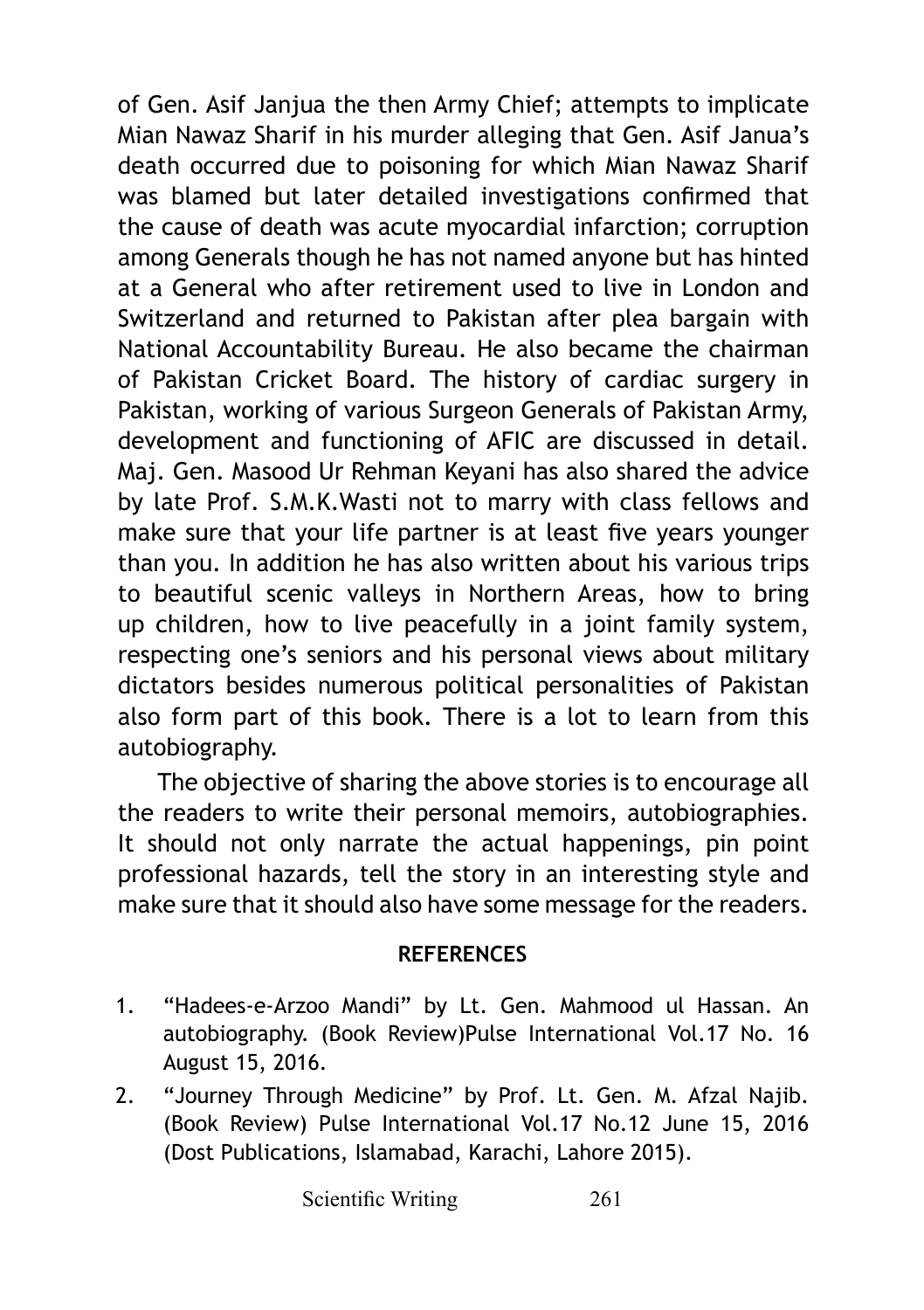of Gen. Asif Janjua the then Army Chief; attempts to implicate Mian Nawaz Sharif in his murder alleging that Gen. Asif Janua's death occurred due to poisoning for which Mian Nawaz Sharif was blamed but later detailed investigations confirmed that the cause of death was acute myocardial infarction; corruption among Generals though he has not named anyone but has hinted at a General who after retirement used to live in London and Switzerland and returned to Pakistan after plea bargain with National Accountability Bureau. He also became the chairman of Pakistan Cricket Board. The history of cardiac surgery in Pakistan, working of various Surgeon Generals of Pakistan Army, development and functioning of AFIC are discussed in detail. Maj. Gen. Masood Ur Rehman Keyani has also shared the advice by late Prof. S.M.K.Wasti not to marry with class fellows and make sure that your life partner is at least five years younger than you. In addition he has also written about his various trips to beautiful scenic valleys in Northern Areas, how to bring up children, how to live peacefully in a joint family system, respecting one's seniors and his personal views about military dictators besides numerous political personalities of Pakistan also form part of this book. There is a lot to learn from this autobiography.

The objective of sharing the above stories is to encourage all the readers to write their personal memoirs, autobiographies. It should not only narrate the actual happenings, pin point professional hazards, tell the story in an interesting style and make sure that it should also have some message for the readers.

**REFERENCES**

1. "Hadees-e-Arzoo Mandi" by Lt. Gen. Mahmood ul Hassan. An autobiography. (Book Review)Pulse International Vol.17 No. 16 August 15, 2016.
2. "Journey Through Medicine" by Prof. Lt. Gen. M. Afzal Najib. (Book Review) Pulse International Vol.17 No.12 June 15, 2016 (Dost Publications, Islamabad, Karachi, Lahore 2015).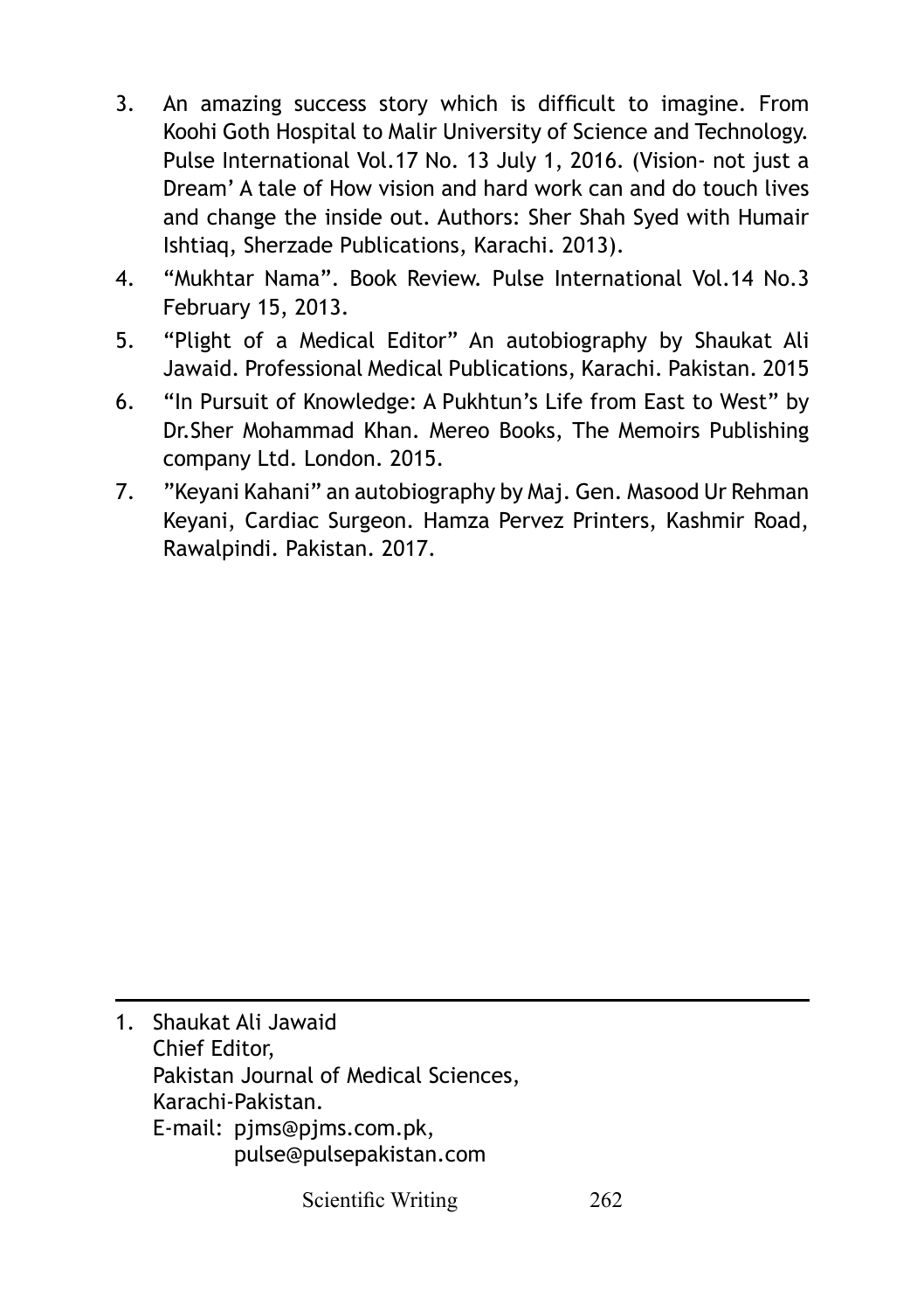3. An amazing success story which is difficult to imagine. From Koohi Goth Hospital to Malir University of Science and Technology. Pulse International Vol.17 No. 13 July 1, 2016. (Vision- not just a Dream' A tale of How vision and hard work can and do touch lives and change the inside out. Authors: Sher Shah Syed with Humair Ishtiaq, Sherzade Publications, Karachi. 2013).
4. "Mukhtar Nama". Book Review. Pulse International Vol.14 No.3 February 15, 2013.
5. "Plight of a Medical Editor" An autobiography by Shaukat Ali Jawaid. Professional Medical Publications, Karachi. Pakistan. 2015
6. "In Pursuit of Knowledge: A Pukhtun's Life from East to West" by Dr.Sher Mohammad Khan. Mereo Books, The Memoirs Publishing company Ltd. London. 2015.
7. "Keyani Kahani" an autobiography by Maj. Gen. Masood Ur Rehman Keyani, Cardiac Surgeon. Hamza Pervez Printers, Kashmir Road, Rawalpindi. Pakistan. 2017.

---

1. Shaukat Ali Jawaid
   Chief Editor,
   Pakistan Journal of Medical Sciences,
   Karachi-Pakistan.
   E-mail: pjms@pjms.com.pk,
   pulse@pulsepakistan.com